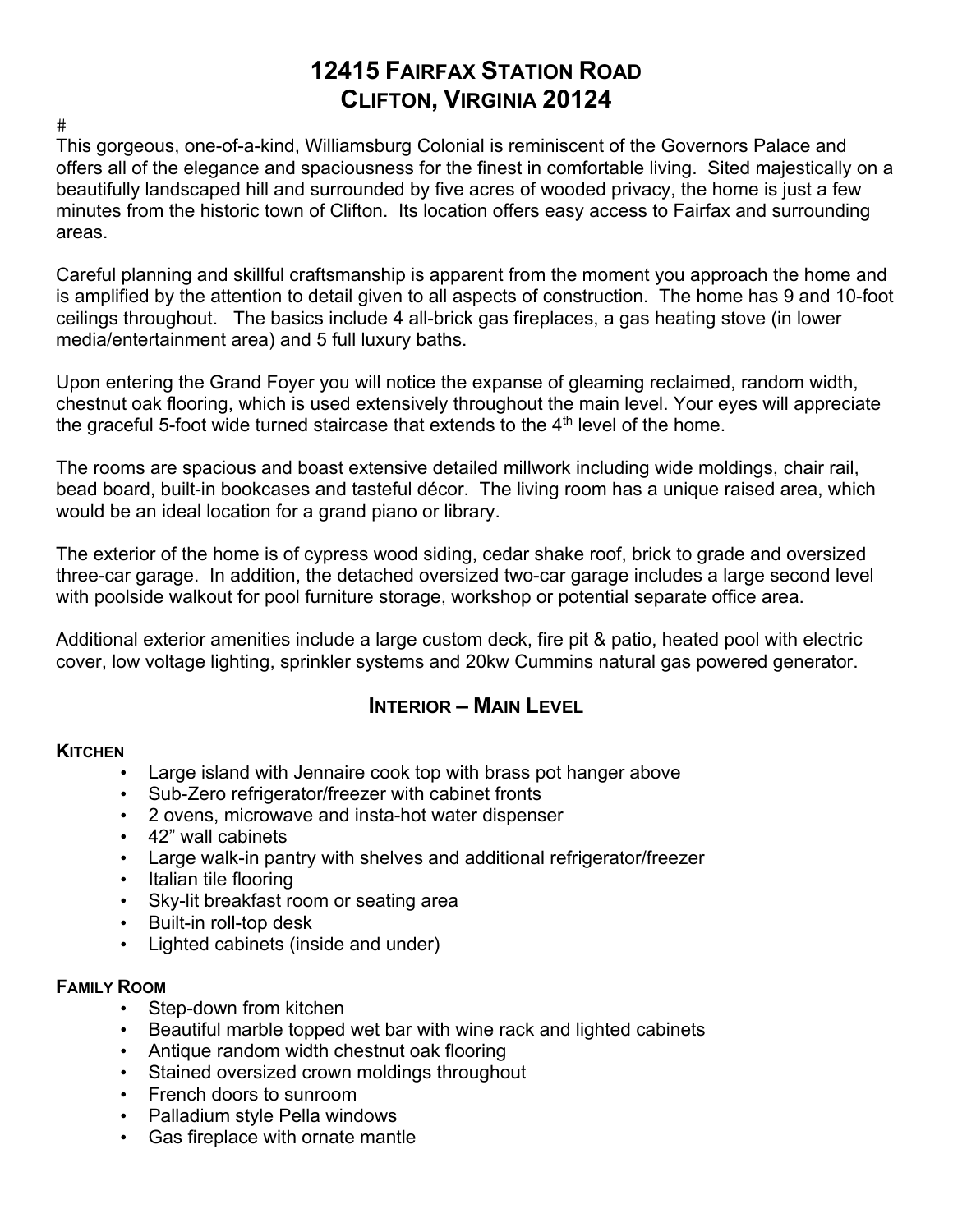# 12415 Fairfax Station Road
# Clifton, Virginia 20124

#

This gorgeous, one-of-a-kind, Williamsburg Colonial is reminiscent of the Governors Palace and offers all of the elegance and spaciousness for the finest in comfortable living. Sited majestically on a beautifully landscaped hill and surrounded by five acres of wooded privacy, the home is just a few minutes from the historic town of Clifton. Its location offers easy access to Fairfax and surrounding areas.

Careful planning and skillful craftsmanship is apparent from the moment you approach the home and is amplified by the attention to detail given to all aspects of construction. The home has 9 and 10-foot ceilings throughout. The basics include 4 all-brick gas fireplaces, a gas heating stove (in lower media/entertainment area) and 5 full luxury baths.

Upon entering the Grand Foyer you will notice the expanse of gleaming reclaimed, random width, chestnut oak flooring, which is used extensively throughout the main level. Your eyes will appreciate the graceful 5-foot wide turned staircase that extends to the 4th level of the home.

The rooms are spacious and boast extensive detailed millwork including wide moldings, chair rail, bead board, built-in bookcases and tasteful décor. The living room has a unique raised area, which would be an ideal location for a grand piano or library.

The exterior of the home is of cypress wood siding, cedar shake roof, brick to grade and oversized three-car garage. In addition, the detached oversized two-car garage includes a large second level with poolside walkout for pool furniture storage, workshop or potential separate office area.

Additional exterior amenities include a large custom deck, fire pit & patio, heated pool with electric cover, low voltage lighting, sprinkler systems and 20kw Cummins natural gas powered generator.

## Interior – Main Level

### Kitchen

- Large island with Jennaire cook top with brass pot hanger above
- Sub-Zero refrigerator/freezer with cabinet fronts
- 2 ovens, microwave and insta-hot water dispenser
- 42” wall cabinets
- Large walk-in pantry with shelves and additional refrigerator/freezer
- Italian tile flooring
- Sky-lit breakfast room or seating area
- Built-in roll-top desk
- Lighted cabinets (inside and under)

### Family Room

- Step-down from kitchen
- Beautiful marble topped wet bar with wine rack and lighted cabinets
- Antique random width chestnut oak flooring
- Stained oversized crown moldings throughout
- French doors to sunroom
- Palladium style Pella windows
- Gas fireplace with ornate mantle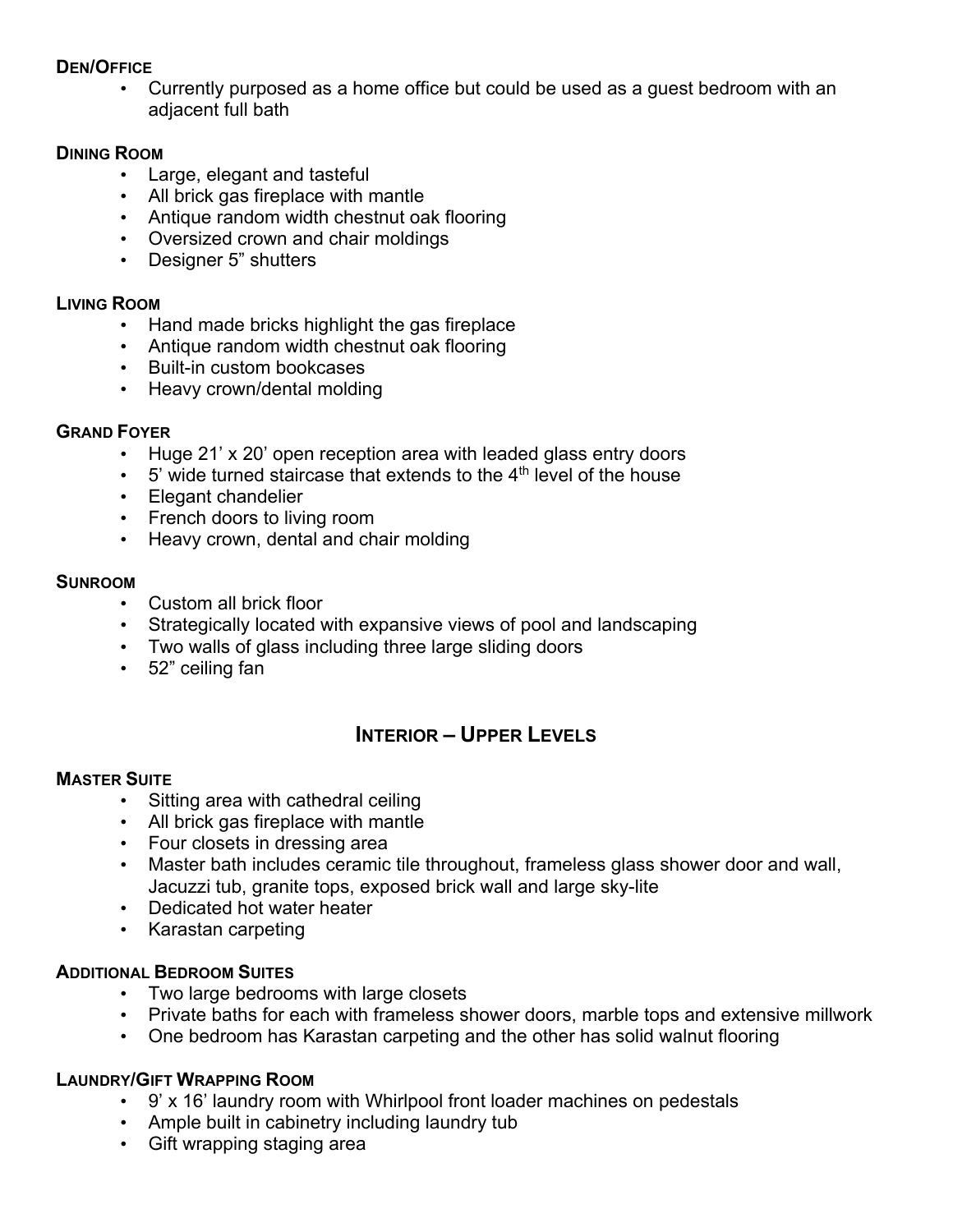### Den/Office

- Currently purposed as a home office but could be used as a guest bedroom with an adjacent full bath

### Dining Room

- Large, elegant and tasteful
- All brick gas fireplace with mantle
- Antique random width chestnut oak flooring
- Oversized crown and chair moldings
- Designer 5" shutters

### Living Room

- Hand made bricks highlight the gas fireplace
- Antique random width chestnut oak flooring
- Built-in custom bookcases
- Heavy crown/dental molding

### Grand Foyer

- Huge 21' x 20' open reception area with leaded glass entry doors
- 5' wide turned staircase that extends to the 4th level of the house
- Elegant chandelier
- French doors to living room
- Heavy crown, dental and chair molding

### Sunroom

- Custom all brick floor
- Strategically located with expansive views of pool and landscaping
- Two walls of glass including three large sliding doors
- 52" ceiling fan

## Interior – Upper Levels

### Master Suite

- Sitting area with cathedral ceiling
- All brick gas fireplace with mantle
- Four closets in dressing area
- Master bath includes ceramic tile throughout, frameless glass shower door and wall, Jacuzzi tub, granite tops, exposed brick wall and large sky-lite
- Dedicated hot water heater
- Karastan carpeting

### Additional Bedroom Suites

- Two large bedrooms with large closets
- Private baths for each with frameless shower doors, marble tops and extensive millwork
- One bedroom has Karastan carpeting and the other has solid walnut flooring

### Laundry/Gift Wrapping Room

- 9' x 16' laundry room with Whirlpool front loader machines on pedestals
- Ample built in cabinetry including laundry tub
- Gift wrapping staging area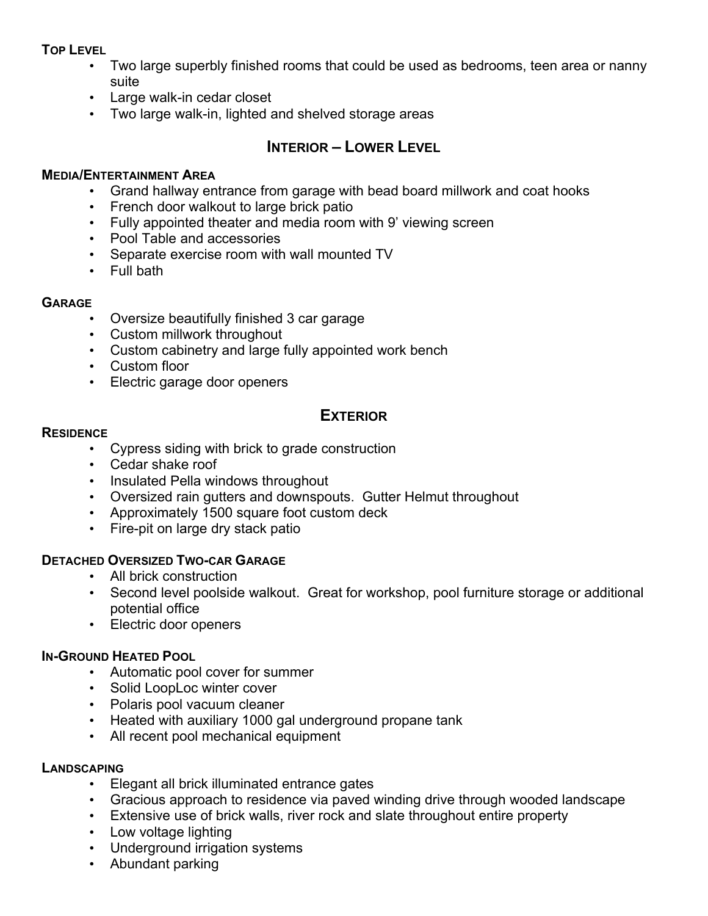**Top Level**

- Two large superbly finished rooms that could be used as bedrooms, teen area or nanny suite
- Large walk-in cedar closet
- Two large walk-in, lighted and shelved storage areas

## Interior – Lower Level

**Media/Entertainment Area**

- Grand hallway entrance from garage with bead board millwork and coat hooks
- French door walkout to large brick patio
- Fully appointed theater and media room with 9' viewing screen
- Pool Table and accessories
- Separate exercise room with wall mounted TV
- Full bath

**Garage**

- Oversize beautifully finished 3 car garage
- Custom millwork throughout
- Custom cabinetry and large fully appointed work bench
- Custom floor
- Electric garage door openers

## Exterior

**Residence**

- Cypress siding with brick to grade construction
- Cedar shake roof
- Insulated Pella windows throughout
- Oversized rain gutters and downspouts. Gutter Helmut throughout
- Approximately 1500 square foot custom deck
- Fire-pit on large dry stack patio

**Detached Oversized Two-car Garage**

- All brick construction
- Second level poolside walkout. Great for workshop, pool furniture storage or additional potential office
- Electric door openers

**In-Ground Heated Pool**

- Automatic pool cover for summer
- Solid LoopLoc winter cover
- Polaris pool vacuum cleaner
- Heated with auxiliary 1000 gal underground propane tank
- All recent pool mechanical equipment

**Landscaping**

- Elegant all brick illuminated entrance gates
- Gracious approach to residence via paved winding drive through wooded landscape
- Extensive use of brick walls, river rock and slate throughout entire property
- Low voltage lighting
- Underground irrigation systems
- Abundant parking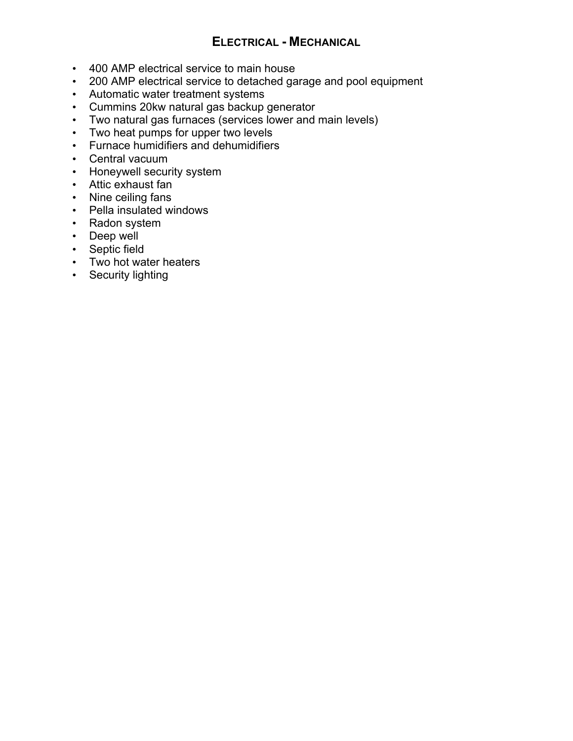## Electrical - Mechanical

- 400 AMP electrical service to main house
- 200 AMP electrical service to detached garage and pool equipment
- Automatic water treatment systems
- Cummins 20kw natural gas backup generator
- Two natural gas furnaces (services lower and main levels)
- Two heat pumps for upper two levels
- Furnace humidifiers and dehumidifiers
- Central vacuum
- Honeywell security system
- Attic exhaust fan
- Nine ceiling fans
- Pella insulated windows
- Radon system
- Deep well
- Septic field
- Two hot water heaters
- Security lighting